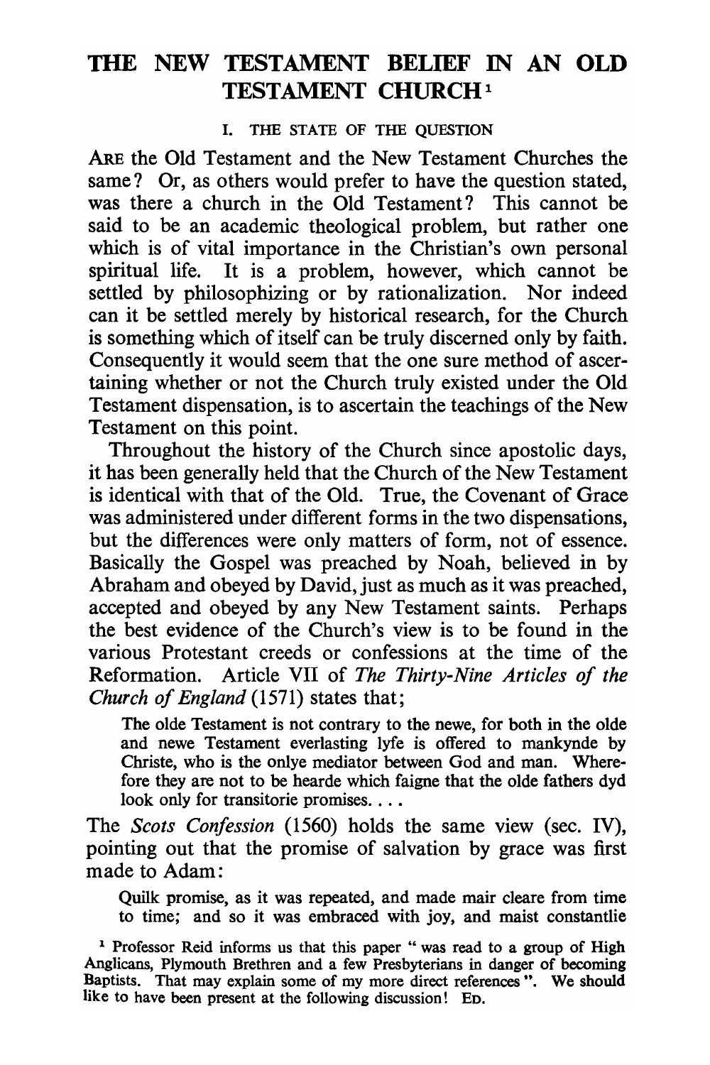# THE NEW TESTAMENT BELIEF IN AN OLD TESTAMENT CHURCH[1]

## I. THE STATE OF THE QUESTION

ARE the Old Testament and the New Testament Churches the same? Or, as others would prefer to have the question stated, was there a church in the Old Testament? This cannot be said to be an academic theological problem, but rather one which is of vital importance in the Christian's own personal spiritual life. It is a problem, however, which cannot be settled by philosophizing or by rationalization. Nor indeed can it be settled merely by historical research, for the Church is something which of itself can be truly discerned only by faith. Consequently it would seem that the one sure method of ascertaining whether or not the Church truly existed under the Old Testament dispensation, is to ascertain the teachings of the New Testament on this point.

Throughout the history of the Church since apostolic days, it has been generally held that the Church of the New Testament is identical with that of the Old. True, the Covenant of Grace was administered under different forms in the two dispensations, but the differences were only matters of form, not of essence. Basically the Gospel was preached by Noah, believed in by Abraham and obeyed by David, just as much as it was preached, accepted and obeyed by any New Testament saints. Perhaps the best evidence of the Church's view is to be found in the various Protestant creeds or confessions at the time of the Reformation. Article VII of *The Thirty-Nine Articles of the Church of England* (1571) states that;

> The olde Testament is not contrary to the newe, for both in the olde and newe Testament everlasting lyfe is offered to mankynde by Christe, who is the onlye mediator between God and man. Wherefore they are not to be hearde which faigne that the olde fathers dyd look only for transitorie promises. . . .

The *Scots Confession* (1560) holds the same view (sec. IV), pointing out that the promise of salvation by grace was first made to Adam:

> Quilk promise, as it was repeated, and made mair cleare from time to time; and so it was embraced with joy, and maist constantlie

[1] Professor Reid informs us that this paper " was read to a group of High Anglicans, Plymouth Brethren and a few Presbyterians in danger of becoming Baptists. That may explain some of my more direct references ". We should like to have been present at the following discussion! ED.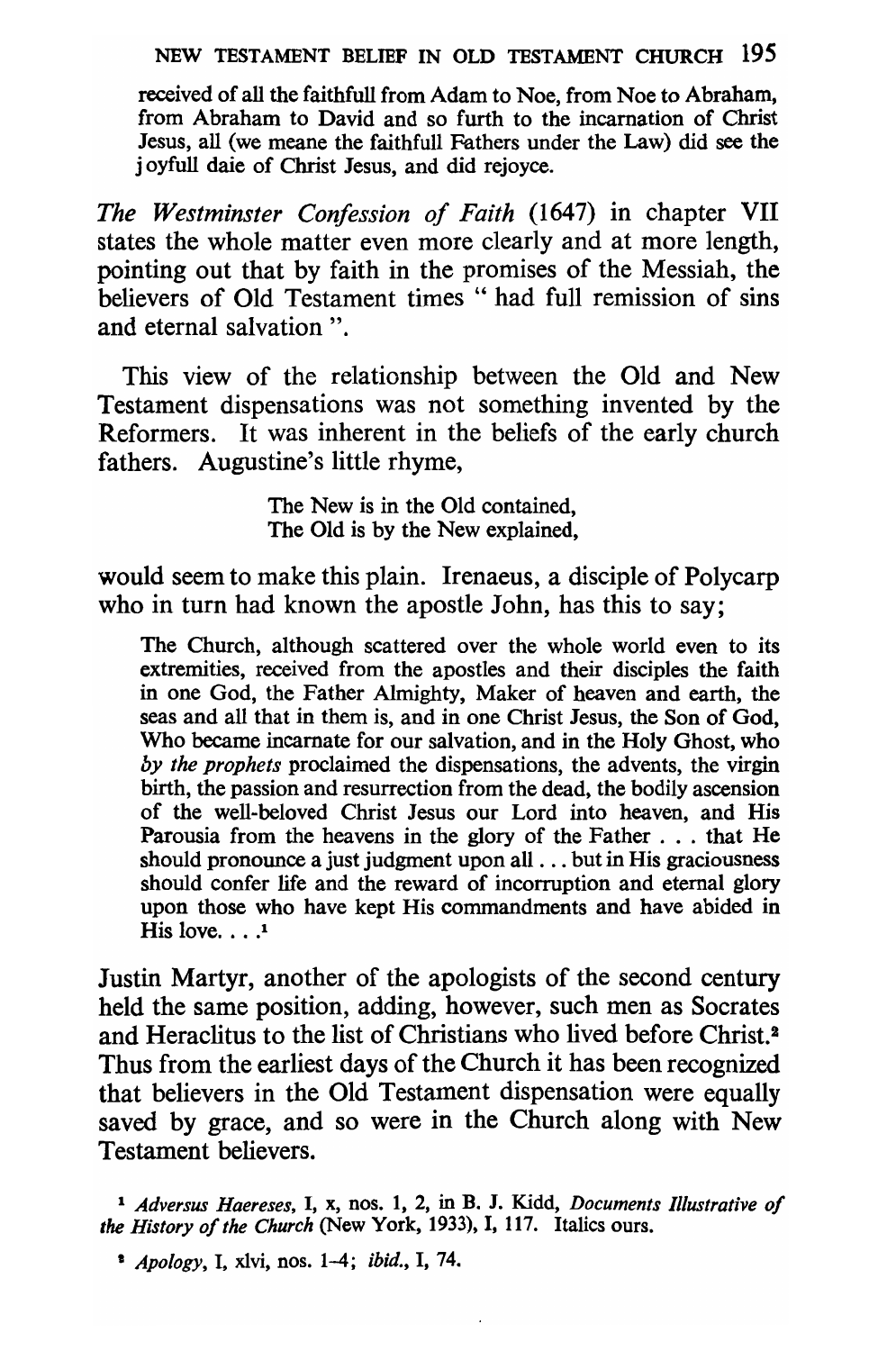received of all the faithfull from Adam to Noe, from Noe to Abraham, from Abraham to David and so furth to the incarnation of Christ Jesus, all (we meane the faithfull Fathers under the Law) did see the joyfull daie of Christ Jesus, and did rejoyce.

*The Westminster Confession of Faith* (1647) in chapter VII states the whole matter even more clearly and at more length, pointing out that by faith in the promises of the Messiah, the believers of Old Testament times " had full remission of sins and eternal salvation ".

This view of the relationship between the Old and New Testament dispensations was not something invented by the Reformers. It was inherent in the beliefs of the early church fathers. Augustine's little rhyme,

> The New is in the Old contained,
> The Old is by the New explained,

would seem to make this plain. Irenaeus, a disciple of Polycarp who in turn had known the apostle John, has this to say;

> The Church, although scattered over the whole world even to its extremities, received from the apostles and their disciples the faith in one God, the Father Almighty, Maker of heaven and earth, the seas and all that in them is, and in one Christ Jesus, the Son of God, Who became incarnate for our salvation, and in the Holy Ghost, who *by the prophets* proclaimed the dispensations, the advents, the virgin birth, the passion and resurrection from the dead, the bodily ascension of the well-beloved Christ Jesus our Lord into heaven, and His Parousia from the heavens in the glory of the Father . . . that He should pronounce a just judgment upon all . . . but in His graciousness should confer life and the reward of incorruption and eternal glory upon those who have kept His commandments and have abided in His love. . . .[1]

Justin Martyr, another of the apologists of the second century held the same position, adding, however, such men as Socrates and Heraclitus to the list of Christians who lived before Christ.[2] Thus from the earliest days of the Church it has been recognized that believers in the Old Testament dispensation were equally saved by grace, and so were in the Church along with New Testament believers.

[1] *Adversus Haereses*, I, x, nos. 1, 2, in B. J. Kidd, *Documents Illustrative of the History of the Church* (New York, 1933), I, 117. Italics ours.

[2] *Apology*, I, xlvi, nos. 1–4; *ibid.*, I, 74.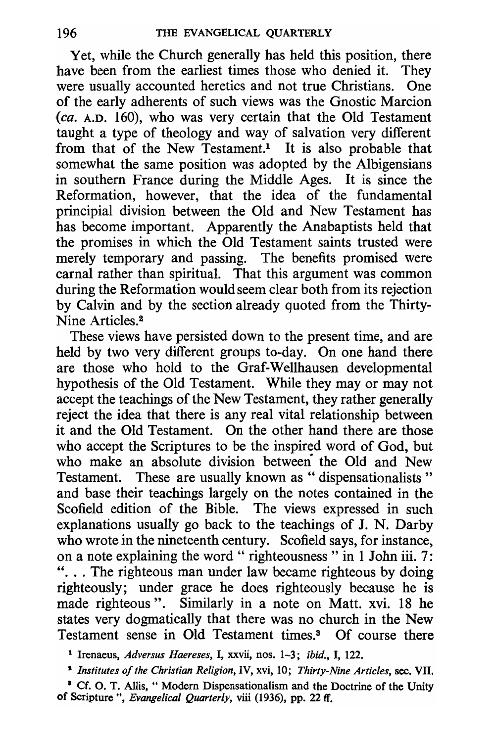Yet, while the Church generally has held this position, there have been from the earliest times those who denied it. They were usually accounted heretics and not true Christians. One of the early adherents of such views was the Gnostic Marcion (*ca.* A.D. 160), who was very certain that the Old Testament taught a type of theology and way of salvation very different from that of the New Testament.[1] It is also probable that somewhat the same position was adopted by the Albigensians in southern France during the Middle Ages. It is since the Reformation, however, that the idea of the fundamental principial division between the Old and New Testament has has become important. Apparently the Anabaptists held that the promises in which the Old Testament saints trusted were merely temporary and passing. The benefits promised were carnal rather than spiritual. That this argument was common during the Reformation would seem clear both from its rejection by Calvin and by the section already quoted from the Thirty-Nine Articles.[2]

These views have persisted down to the present time, and are held by two very different groups to-day. On one hand there are those who hold to the Graf-Wellhausen developmental hypothesis of the Old Testament. While they may or may not accept the teachings of the New Testament, they rather generally reject the idea that there is any real vital relationship between it and the Old Testament. On the other hand there are those who accept the Scriptures to be the inspired word of God, but who make an absolute division between the Old and New Testament. These are usually known as " dispensationalists " and base their teachings largely on the notes contained in the Scofield edition of the Bible. The views expressed in such explanations usually go back to the teachings of J. N. Darby who wrote in the nineteenth century. Scofield says, for instance, on a note explaining the word " righteousness " in 1 John iii. 7: ". . . The righteous man under law became righteous by doing righteously; under grace he does righteously because he is made righteous ". Similarly in a note on Matt. xvi. 18 he states very dogmatically that there was no church in the New Testament sense in Old Testament times.[3] Of course there

---

[1] Irenaeus, *Adversus Haereses*, I, xxvii, nos. 1–3; *ibid.*, I, 122.

[2] *Institutes of the Christian Religion*, IV, xvi, 10; *Thirty-Nine Articles*, sec. VII.

[3] Cf. O. T. Allis, " Modern Dispensationalism and the Doctrine of the Unity of Scripture ", *Evangelical Quarterly*, viii (1936), pp. 22 ff.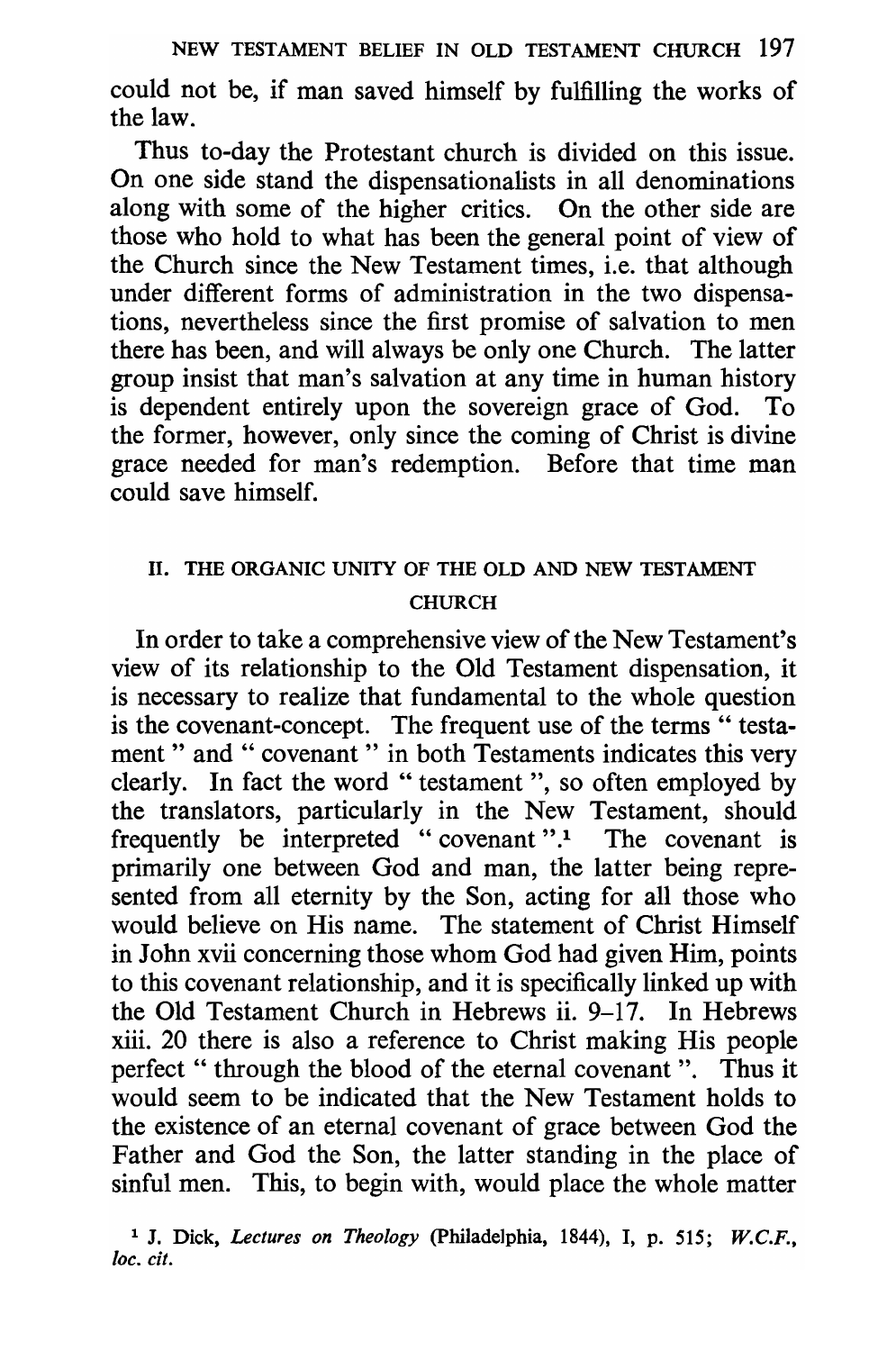could not be, if man saved himself by fulfilling the works of the law.

Thus to-day the Protestant church is divided on this issue. On one side stand the dispensationalists in all denominations along with some of the higher critics. On the other side are those who hold to what has been the general point of view of the Church since the New Testament times, i.e. that although under different forms of administration in the two dispensations, nevertheless since the first promise of salvation to men there has been, and will always be only one Church. The latter group insist that man's salvation at any time in human history is dependent entirely upon the sovereign grace of God. To the former, however, only since the coming of Christ is divine grace needed for man's redemption. Before that time man could save himself.

## II. THE ORGANIC UNITY OF THE OLD AND NEW TESTAMENT CHURCH

In order to take a comprehensive view of the New Testament's view of its relationship to the Old Testament dispensation, it is necessary to realize that fundamental to the whole question is the covenant-concept. The frequent use of the terms " testament " and " covenant " in both Testaments indicates this very clearly. In fact the word " testament ", so often employed by the translators, particularly in the New Testament, should frequently be interpreted " covenant ".[1] The covenant is primarily one between God and man, the latter being represented from all eternity by the Son, acting for all those who would believe on His name. The statement of Christ Himself in John xvii concerning those whom God had given Him, points to this covenant relationship, and it is specifically linked up with the Old Testament Church in Hebrews ii. 9–17. In Hebrews xiii. 20 there is also a reference to Christ making His people perfect " through the blood of the eternal covenant ". Thus it would seem to be indicated that the New Testament holds to the existence of an eternal covenant of grace between God the Father and God the Son, the latter standing in the place of sinful men. This, to begin with, would place the whole matter

[1] J. Dick, *Lectures on Theology* (Philadelphia, 1844), I, p. 515; *W.C.F., loc. cit.*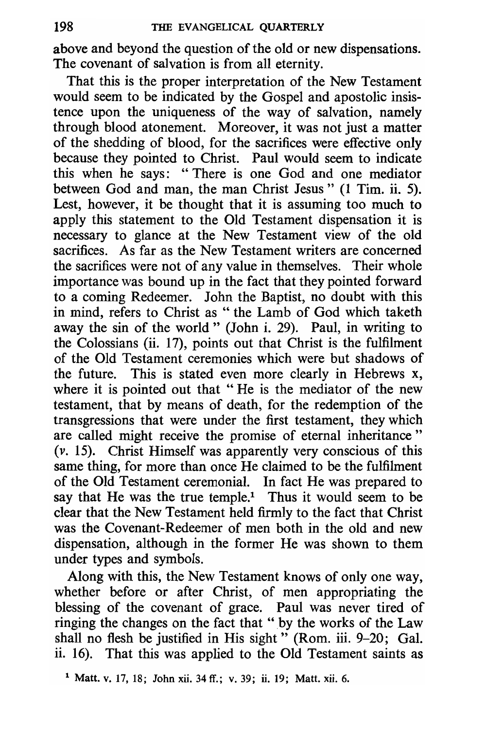above and beyond the question of the old or new dispensations. The covenant of salvation is from all eternity.

That this is the proper interpretation of the New Testament would seem to be indicated by the Gospel and apostolic insistence upon the uniqueness of the way of salvation, namely through blood atonement. Moreover, it was not just a matter of the shedding of blood, for the sacrifices were effective only because they pointed to Christ. Paul would seem to indicate this when he says: " There is one God and one mediator between God and man, the man Christ Jesus " (1 Tim. ii. 5). Lest, however, it be thought that it is assuming too much to apply this statement to the Old Testament dispensation it is necessary to glance at the New Testament view of the old sacrifices. As far as the New Testament writers are concerned the sacrifices were not of any value in themselves. Their whole importance was bound up in the fact that they pointed forward to a coming Redeemer. John the Baptist, no doubt with this in mind, refers to Christ as " the Lamb of God which taketh away the sin of the world " (John i. 29). Paul, in writing to the Colossians (ii. 17), points out that Christ is the fulfilment of the Old Testament ceremonies which were but shadows of the future. This is stated even more clearly in Hebrews x, where it is pointed out that " He is the mediator of the new testament, that by means of death, for the redemption of the transgressions that were under the first testament, they which are called might receive the promise of eternal inheritance " (*v.* 15). Christ Himself was apparently very conscious of this same thing, for more than once He claimed to be the fulfilment of the Old Testament ceremonial. In fact He was prepared to say that He was the true temple.[1] Thus it would seem to be clear that the New Testament held firmly to the fact that Christ was the Covenant-Redeemer of men both in the old and new dispensation, although in the former He was shown to them under types and symbols.

Along with this, the New Testament knows of only one way, whether before or after Christ, of men appropriating the blessing of the covenant of grace. Paul was never tired of ringing the changes on the fact that " by the works of the Law shall no flesh be justified in His sight " (Rom. iii. 9–20; Gal. ii. 16). That this was applied to the Old Testament saints as

[1] Matt. v. 17, 18; John xii. 34 ff.; v. 39; ii. 19; Matt. xii. 6.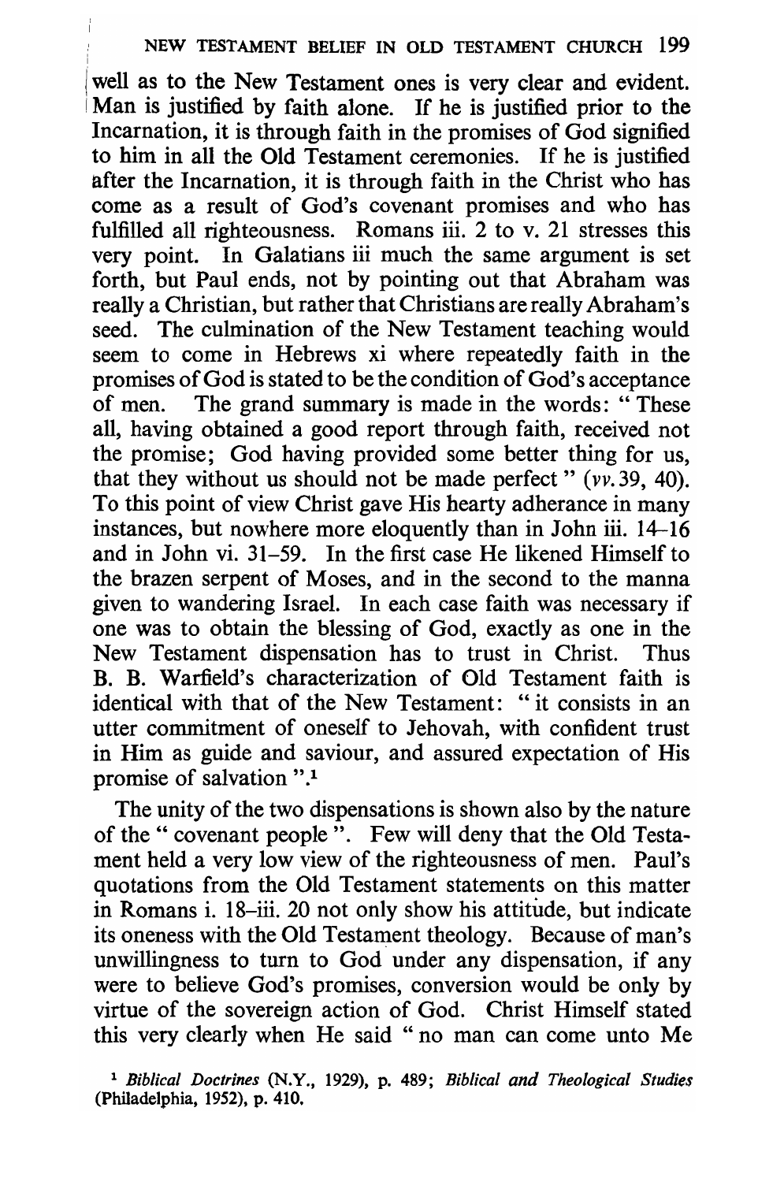well as to the New Testament ones is very clear and evident. Man is justified by faith alone. If he is justified prior to the Incarnation, it is through faith in the promises of God signified to him in all the Old Testament ceremonies. If he is justified after the Incarnation, it is through faith in the Christ who has come as a result of God's covenant promises and who has fulfilled all righteousness. Romans iii. 2 to v. 21 stresses this very point. In Galatians iii much the same argument is set forth, but Paul ends, not by pointing out that Abraham was really a Christian, but rather that Christians are really Abraham's seed. The culmination of the New Testament teaching would seem to come in Hebrews xi where repeatedly faith in the promises of God is stated to be the condition of God's acceptance of men. The grand summary is made in the words: "These all, having obtained a good report through faith, received not the promise; God having provided some better thing for us, that they without us should not be made perfect" (*vv.* 39, 40). To this point of view Christ gave His hearty adherance in many instances, but nowhere more eloquently than in John iii. 14–16 and in John vi. 31–59. In the first case He likened Himself to the brazen serpent of Moses, and in the second to the manna given to wandering Israel. In each case faith was necessary if one was to obtain the blessing of God, exactly as one in the New Testament dispensation has to trust in Christ. Thus B. B. Warfield's characterization of Old Testament faith is identical with that of the New Testament: "it consists in an utter commitment of oneself to Jehovah, with confident trust in Him as guide and saviour, and assured expectation of His promise of salvation".[1]

The unity of the two dispensations is shown also by the nature of the "covenant people". Few will deny that the Old Testament held a very low view of the righteousness of men. Paul's quotations from the Old Testament statements on this matter in Romans i. 18–iii. 20 not only show his attitude, but indicate its oneness with the Old Testament theology. Because of man's unwillingness to turn to God under any dispensation, if any were to believe God's promises, conversion would be only by virtue of the sovereign action of God. Christ Himself stated this very clearly when He said "no man can come unto Me

[1] *Biblical Doctrines* (N.Y., 1929), p. 489; *Biblical and Theological Studies* (Philadelphia, 1952), p. 410.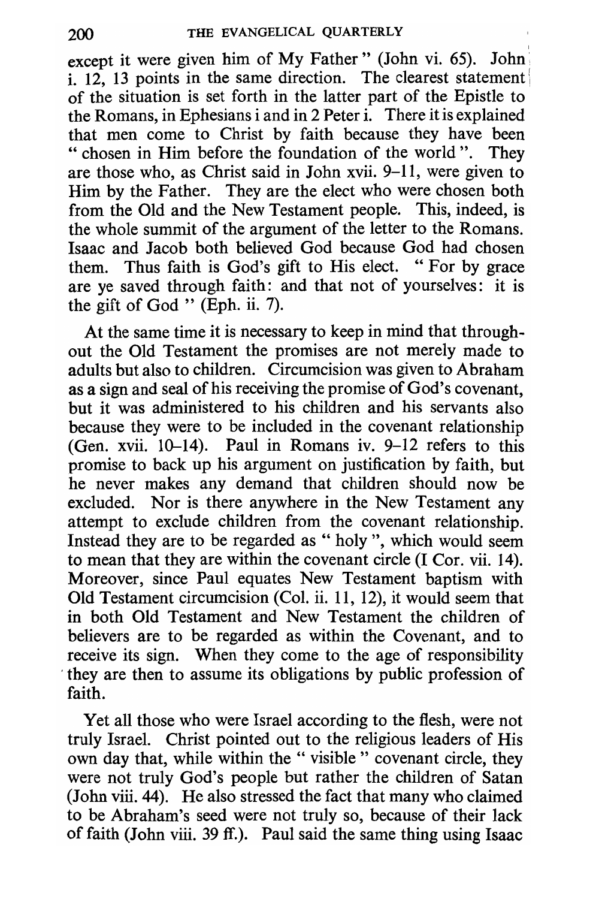except it were given him of My Father" (John vi. 65). John i. 12, 13 points in the same direction. The clearest statement of the situation is set forth in the latter part of the Epistle to the Romans, in Ephesians i and in 2 Peter i. There it is explained that men come to Christ by faith because they have been "chosen in Him before the foundation of the world". They are those who, as Christ said in John xvii. 9–11, were given to Him by the Father. They are the elect who were chosen both from the Old and the New Testament people. This, indeed, is the whole summit of the argument of the letter to the Romans. Isaac and Jacob both believed God because God had chosen them. Thus faith is God's gift to His elect. "For by grace are ye saved through faith: and that not of yourselves: it is the gift of God" (Eph. ii. 7).

At the same time it is necessary to keep in mind that throughout the Old Testament the promises are not merely made to adults but also to children. Circumcision was given to Abraham as a sign and seal of his receiving the promise of God's covenant, but it was administered to his children and his servants also because they were to be included in the covenant relationship (Gen. xvii. 10–14). Paul in Romans iv. 9–12 refers to this promise to back up his argument on justification by faith, but he never makes any demand that children should now be excluded. Nor is there anywhere in the New Testament any attempt to exclude children from the covenant relationship. Instead they are to be regarded as "holy", which would seem to mean that they are within the covenant circle (I Cor. vii. 14). Moreover, since Paul equates New Testament baptism with Old Testament circumcision (Col. ii. 11, 12), it would seem that in both Old Testament and New Testament the children of believers are to be regarded as within the Covenant, and to receive its sign. When they come to the age of responsibility they are then to assume its obligations by public profession of faith.

Yet all those who were Israel according to the flesh, were not truly Israel. Christ pointed out to the religious leaders of His own day that, while within the "visible" covenant circle, they were not truly God's people but rather the children of Satan (John viii. 44). He also stressed the fact that many who claimed to be Abraham's seed were not truly so, because of their lack of faith (John viii. 39 ff.). Paul said the same thing using Isaac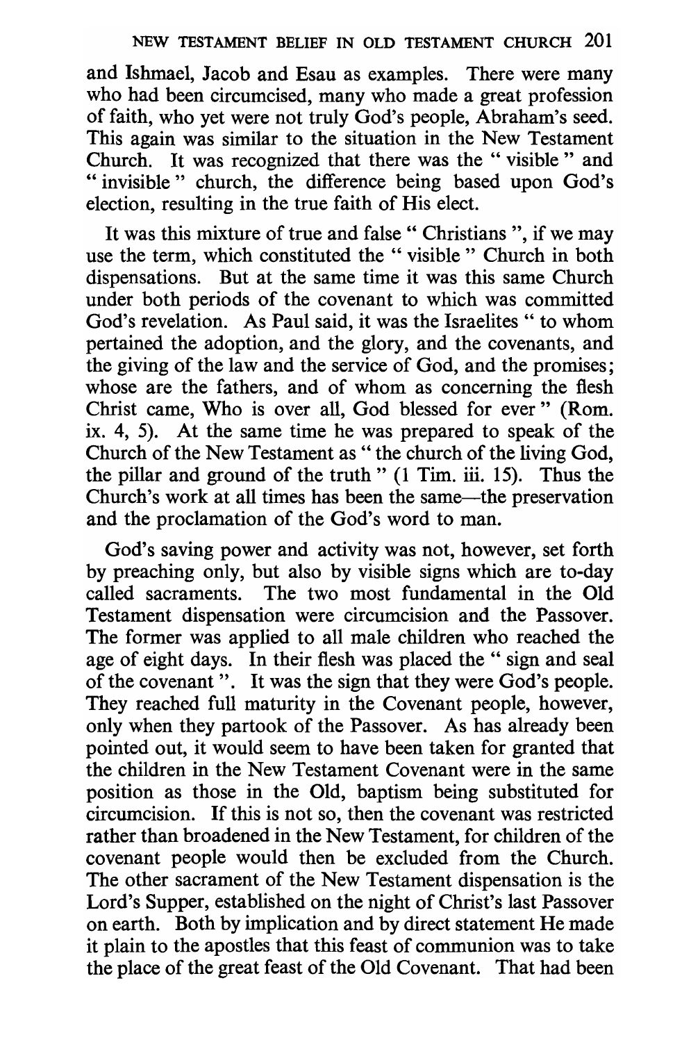and Ishmael, Jacob and Esau as examples. There were many who had been circumcised, many who made a great profession of faith, who yet were not truly God's people, Abraham's seed. This again was similar to the situation in the New Testament Church. It was recognized that there was the " visible " and " invisible " church, the difference being based upon God's election, resulting in the true faith of His elect.

It was this mixture of true and false " Christians ", if we may use the term, which constituted the " visible " Church in both dispensations. But at the same time it was this same Church under both periods of the covenant to which was committed God's revelation. As Paul said, it was the Israelites " to whom pertained the adoption, and the glory, and the covenants, and the giving of the law and the service of God, and the promises; whose are the fathers, and of whom as concerning the flesh Christ came, Who is over all, God blessed for ever " (Rom. ix. 4, 5). At the same time he was prepared to speak of the Church of the New Testament as " the church of the living God, the pillar and ground of the truth " (1 Tim. iii. 15). Thus the Church's work at all times has been the same—the preservation and the proclamation of the God's word to man.

God's saving power and activity was not, however, set forth by preaching only, but also by visible signs which are to-day called sacraments. The two most fundamental in the Old Testament dispensation were circumcision and the Passover. The former was applied to all male children who reached the age of eight days. In their flesh was placed the " sign and seal of the covenant ". It was the sign that they were God's people. They reached full maturity in the Covenant people, however, only when they partook of the Passover. As has already been pointed out, it would seem to have been taken for granted that the children in the New Testament Covenant were in the same position as those in the Old, baptism being substituted for circumcision. If this is not so, then the covenant was restricted rather than broadened in the New Testament, for children of the covenant people would then be excluded from the Church. The other sacrament of the New Testament dispensation is the Lord's Supper, established on the night of Christ's last Passover on earth. Both by implication and by direct statement He made it plain to the apostles that this feast of communion was to take the place of the great feast of the Old Covenant. That had been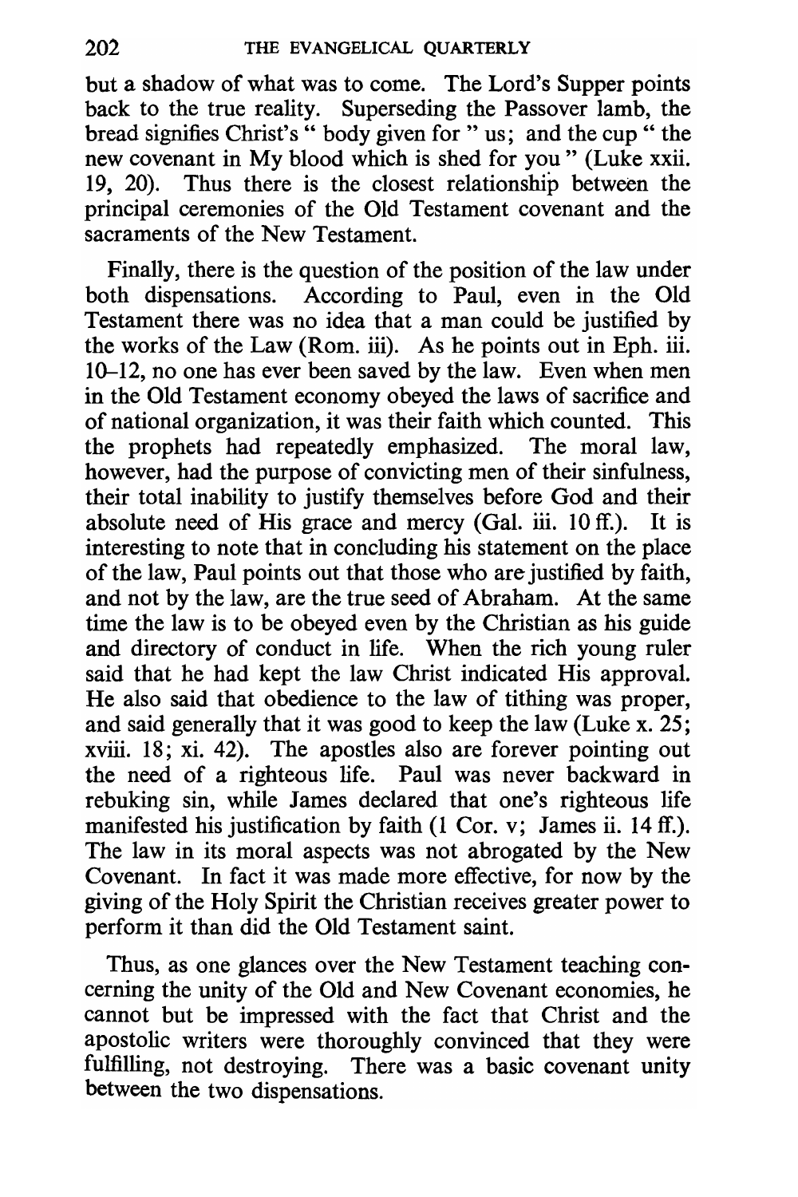but a shadow of what was to come. The Lord's Supper points back to the true reality. Superseding the Passover lamb, the bread signifies Christ's " body given for " us; and the cup " the new covenant in My blood which is shed for you " (Luke xxii. 19, 20). Thus there is the closest relationship between the principal ceremonies of the Old Testament covenant and the sacraments of the New Testament.

Finally, there is the question of the position of the law under both dispensations. According to Paul, even in the Old Testament there was no idea that a man could be justified by the works of the Law (Rom. iii). As he points out in Eph. iii. 10–12, no one has ever been saved by the law. Even when men in the Old Testament economy obeyed the laws of sacrifice and of national organization, it was their faith which counted. This the prophets had repeatedly emphasized. The moral law, however, had the purpose of convicting men of their sinfulness, their total inability to justify themselves before God and their absolute need of His grace and mercy (Gal. iii. 10 ff.). It is interesting to note that in concluding his statement on the place of the law, Paul points out that those who are justified by faith, and not by the law, are the true seed of Abraham. At the same time the law is to be obeyed even by the Christian as his guide and directory of conduct in life. When the rich young ruler said that he had kept the law Christ indicated His approval. He also said that obedience to the law of tithing was proper, and said generally that it was good to keep the law (Luke x. 25; xviii. 18; xi. 42). The apostles also are forever pointing out the need of a righteous life. Paul was never backward in rebuking sin, while James declared that one's righteous life manifested his justification by faith (1 Cor. v; James ii. 14 ff.). The law in its moral aspects was not abrogated by the New Covenant. In fact it was made more effective, for now by the giving of the Holy Spirit the Christian receives greater power to perform it than did the Old Testament saint.

Thus, as one glances over the New Testament teaching concerning the unity of the Old and New Covenant economies, he cannot but be impressed with the fact that Christ and the apostolic writers were thoroughly convinced that they were fulfilling, not destroying. There was a basic covenant unity between the two dispensations.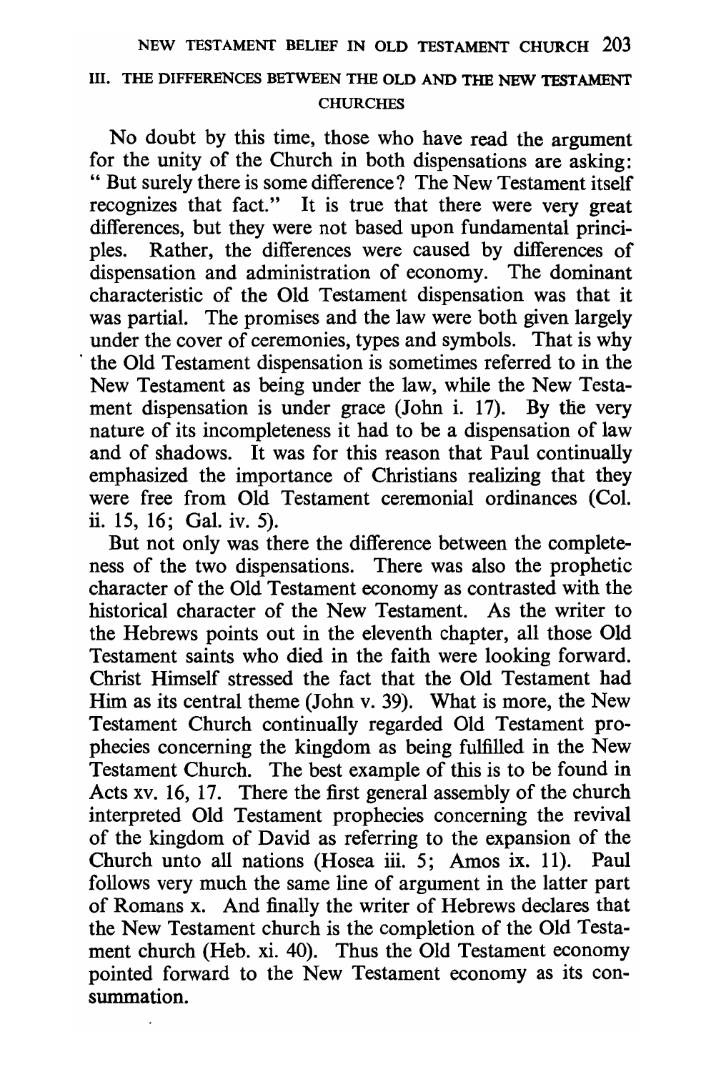## III. THE DIFFERENCES BETWEEN THE OLD AND THE NEW TESTAMENT CHURCHES

No doubt by this time, those who have read the argument for the unity of the Church in both dispensations are asking: " But surely there is some difference? The New Testament itself recognizes that fact." It is true that there were very great differences, but they were not based upon fundamental principles. Rather, the differences were caused by differences of dispensation and administration of economy. The dominant characteristic of the Old Testament dispensation was that it was partial. The promises and the law were both given largely under the cover of ceremonies, types and symbols. That is why the Old Testament dispensation is sometimes referred to in the New Testament as being under the law, while the New Testament dispensation is under grace (John i. 17). By the very nature of its incompleteness it had to be a dispensation of law and of shadows. It was for this reason that Paul continually emphasized the importance of Christians realizing that they were free from Old Testament ceremonial ordinances (Col. ii. 15, 16; Gal. iv. 5).

But not only was there the difference between the completeness of the two dispensations. There was also the prophetic character of the Old Testament economy as contrasted with the historical character of the New Testament. As the writer to the Hebrews points out in the eleventh chapter, all those Old Testament saints who died in the faith were looking forward. Christ Himself stressed the fact that the Old Testament had Him as its central theme (John v. 39). What is more, the New Testament Church continually regarded Old Testament prophecies concerning the kingdom as being fulfilled in the New Testament Church. The best example of this is to be found in Acts xv. 16, 17. There the first general assembly of the church interpreted Old Testament prophecies concerning the revival of the kingdom of David as referring to the expansion of the Church unto all nations (Hosea iii. 5; Amos ix. 11). Paul follows very much the same line of argument in the latter part of Romans x. And finally the writer of Hebrews declares that the New Testament church is the completion of the Old Testament church (Heb. xi. 40). Thus the Old Testament economy pointed forward to the New Testament economy as its consummation.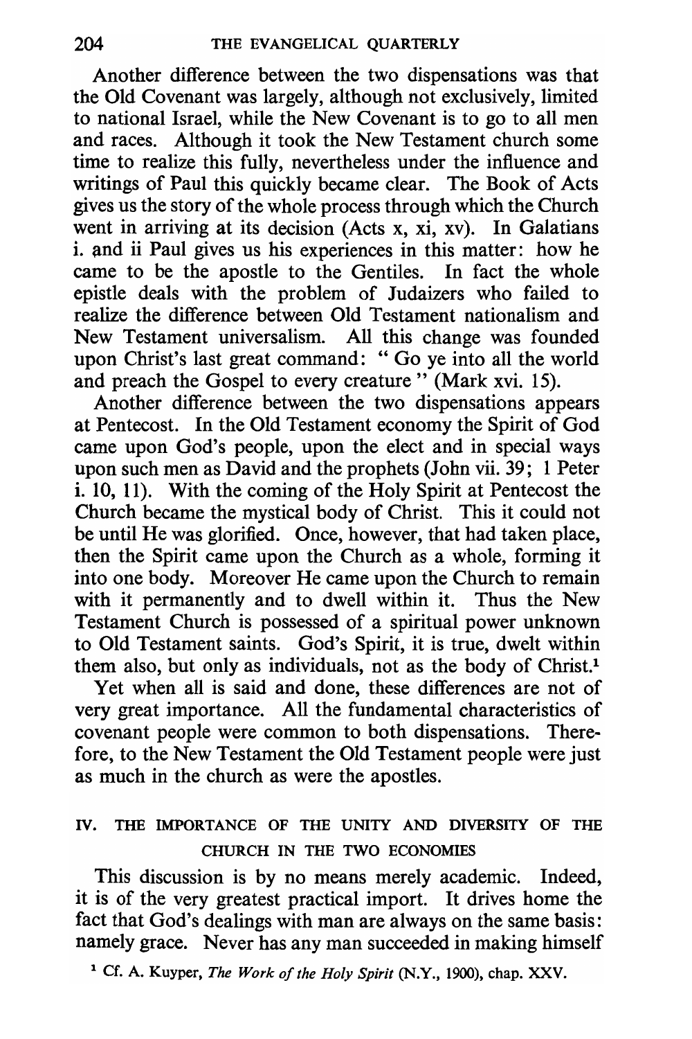Another difference between the two dispensations was that the Old Covenant was largely, although not exclusively, limited to national Israel, while the New Covenant is to go to all men and races. Although it took the New Testament church some time to realize this fully, nevertheless under the influence and writings of Paul this quickly became clear. The Book of Acts gives us the story of the whole process through which the Church went in arriving at its decision (Acts x, xi, xv). In Galatians i. and ii Paul gives us his experiences in this matter: how he came to be the apostle to the Gentiles. In fact the whole epistle deals with the problem of Judaizers who failed to realize the difference between Old Testament nationalism and New Testament universalism. All this change was founded upon Christ's last great command: " Go ye into all the world and preach the Gospel to every creature " (Mark xvi. 15).

Another difference between the two dispensations appears at Pentecost. In the Old Testament economy the Spirit of God came upon God's people, upon the elect and in special ways upon such men as David and the prophets (John vii. 39; 1 Peter i. 10, 11). With the coming of the Holy Spirit at Pentecost the Church became the mystical body of Christ. This it could not be until He was glorified. Once, however, that had taken place, then the Spirit came upon the Church as a whole, forming it into one body. Moreover He came upon the Church to remain with it permanently and to dwell within it. Thus the New Testament Church is possessed of a spiritual power unknown to Old Testament saints. God's Spirit, it is true, dwelt within them also, but only as individuals, not as the body of Christ.[1]

Yet when all is said and done, these differences are not of very great importance. All the fundamental characteristics of covenant people were common to both dispensations. Therefore, to the New Testament the Old Testament people were just as much in the church as were the apostles.

## IV. THE IMPORTANCE OF THE UNITY AND DIVERSITY OF THE CHURCH IN THE TWO ECONOMIES

This discussion is by no means merely academic. Indeed, it is of the very greatest practical import. It drives home the fact that God's dealings with man are always on the same basis: namely grace. Never has any man succeeded in making himself

[1] Cf. A. Kuyper, *The Work of the Holy Spirit* (N.Y., 1900), chap. XXV.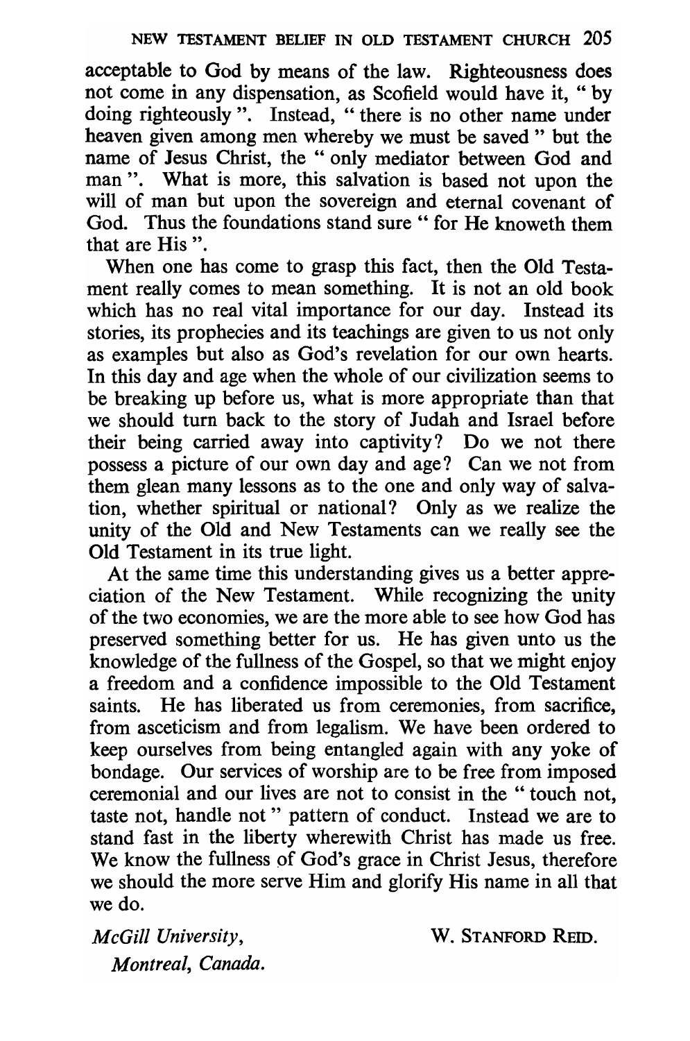acceptable to God by means of the law. Righteousness does not come in any dispensation, as Scofield would have it, " by doing righteously ". Instead, " there is no other name under heaven given among men whereby we must be saved " but the name of Jesus Christ, the " only mediator between God and man ". What is more, this salvation is based not upon the will of man but upon the sovereign and eternal covenant of God. Thus the foundations stand sure " for He knoweth them that are His ".

When one has come to grasp this fact, then the Old Testament really comes to mean something. It is not an old book which has no real vital importance for our day. Instead its stories, its prophecies and its teachings are given to us not only as examples but also as God's revelation for our own hearts. In this day and age when the whole of our civilization seems to be breaking up before us, what is more appropriate than that we should turn back to the story of Judah and Israel before their being carried away into captivity? Do we not there possess a picture of our own day and age? Can we not from them glean many lessons as to the one and only way of salvation, whether spiritual or national? Only as we realize the unity of the Old and New Testaments can we really see the Old Testament in its true light.

At the same time this understanding gives us a better appreciation of the New Testament. While recognizing the unity of the two economies, we are the more able to see how God has preserved something better for us. He has given unto us the knowledge of the fullness of the Gospel, so that we might enjoy a freedom and a confidence impossible to the Old Testament saints. He has liberated us from ceremonies, from sacrifice, from asceticism and from legalism. We have been ordered to keep ourselves from being entangled again with any yoke of bondage. Our services of worship are to be free from imposed ceremonial and our lives are not to consist in the " touch not, taste not, handle not " pattern of conduct. Instead we are to stand fast in the liberty wherewith Christ has made us free. We know the fullness of God's grace in Christ Jesus, therefore we should the more serve Him and glorify His name in all that we do.

*McGill University,*
*Montreal, Canada.*

W. STANFORD REID.